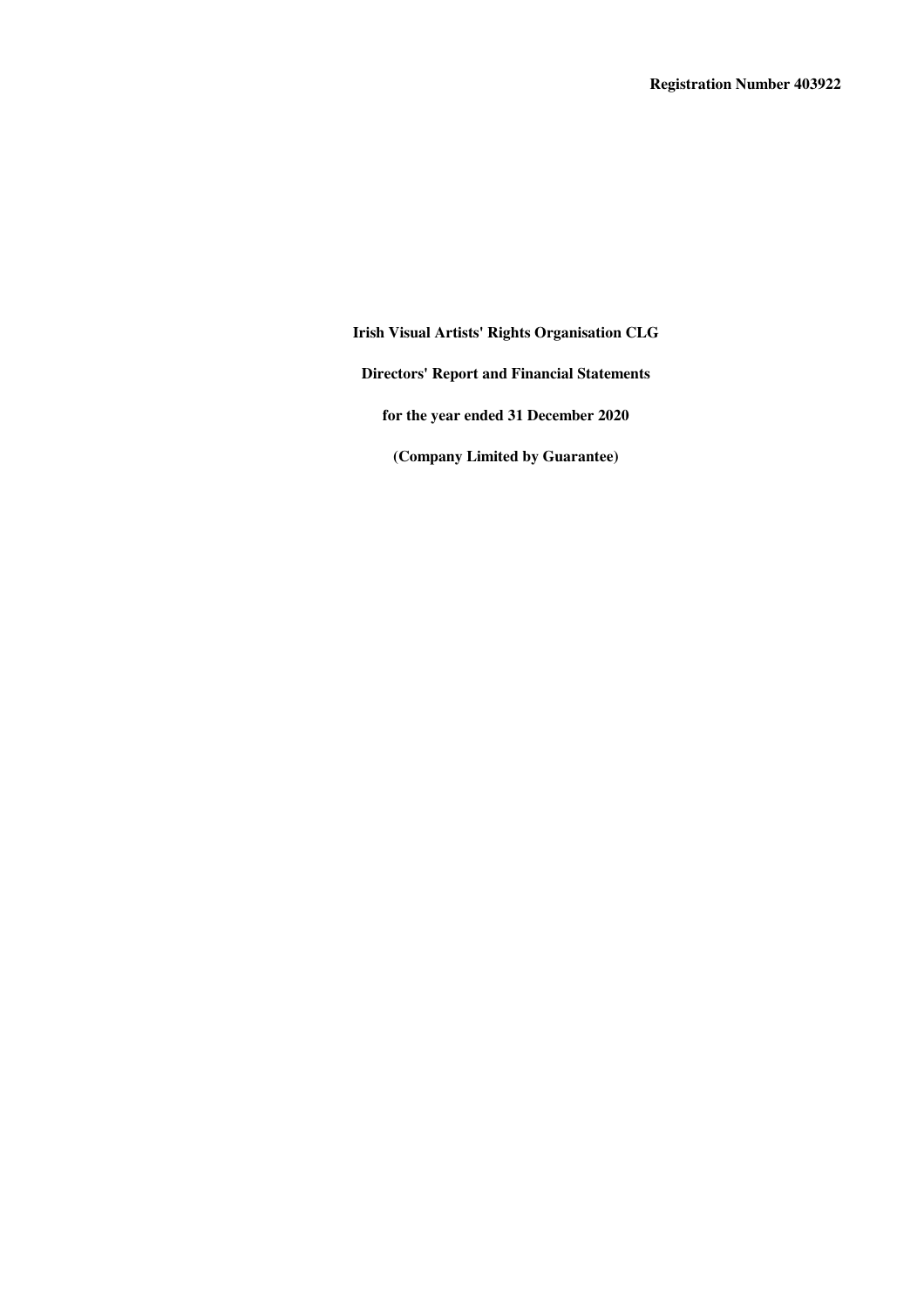**Registration Number 403922**

# Irish Visual Artists' Rights Organisation CLG

## Directors' Report and Financial Statements

## for the year ended 31 December 2020

## (Company Limited by Guarantee)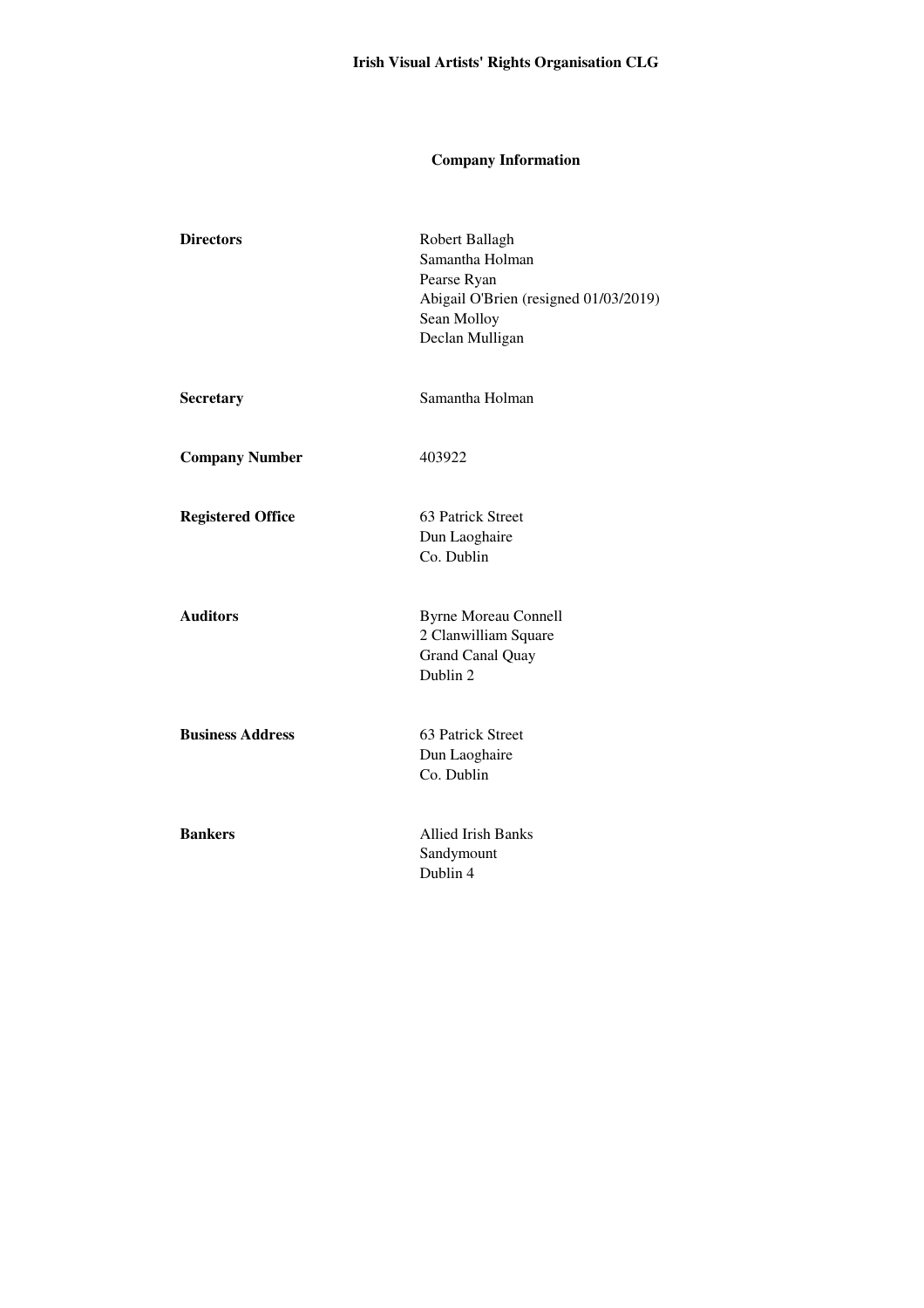**Irish Visual Artists' Rights Organisation CLG**

## Company Information

| | |
|---|---|
| **Directors** | Robert Ballagh<br>Samantha Holman<br>Pearse Ryan<br>Abigail O'Brien (resigned 01/03/2019)<br>Sean Molloy<br>Declan Mulligan |
| **Secretary** | Samantha Holman |
| **Company Number** | 403922 |
| **Registered Office** | 63 Patrick Street<br>Dun Laoghaire<br>Co. Dublin |
| **Auditors** | Byrne Moreau Connell<br>2 Clanwilliam Square<br>Grand Canal Quay<br>Dublin 2 |
| **Business Address** | 63 Patrick Street<br>Dun Laoghaire<br>Co. Dublin |
| **Bankers** | Allied Irish Banks<br>Sandymount<br>Dublin 4 |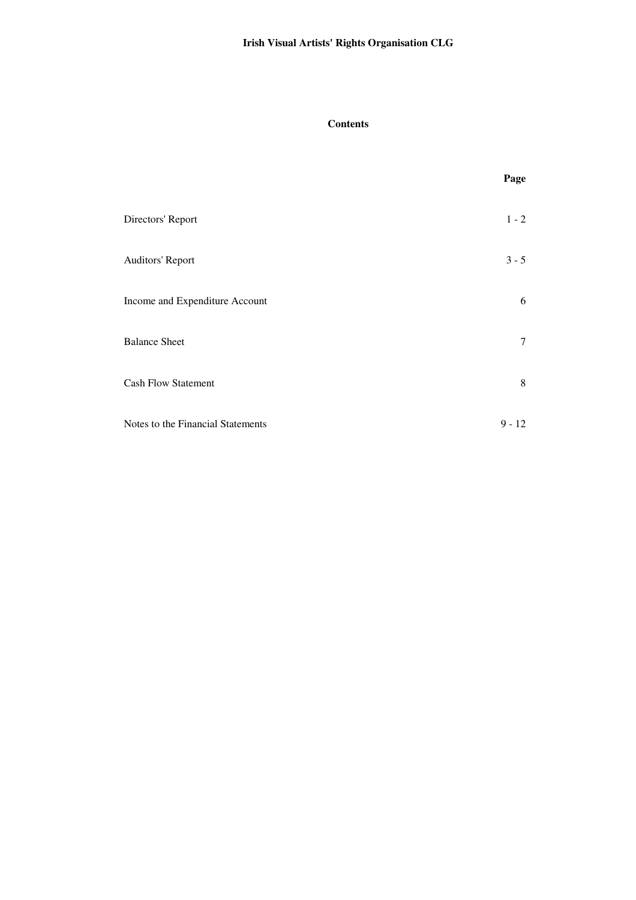# Irish Visual Artists' Rights Organisation CLG

## Contents

| | Page |
|---|---|
| Directors' Report | 1 - 2 |
| Auditors' Report | 3 - 5 |
| Income and Expenditure Account | 6 |
| Balance Sheet | 7 |
| Cash Flow Statement | 8 |
| Notes to the Financial Statements | 9 - 12 |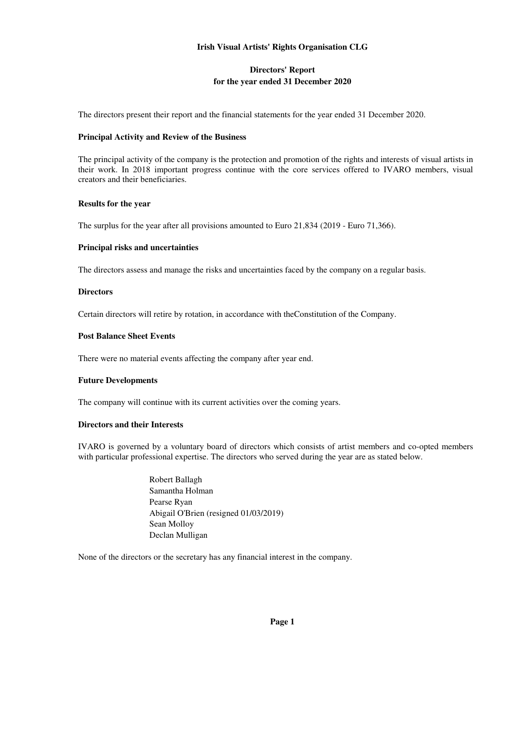**Irish Visual Artists' Rights Organisation CLG**

**Directors' Report**
**for the year ended 31 December 2020**

The directors present their report and the financial statements for the year ended 31 December 2020.

**Principal Activity and Review of the Business**

The principal activity of the company is the protection and promotion of the rights and interests of visual artists in their work. In 2018 important progress continue with the core services offered to IVARO members, visual creators and their beneficiaries.

**Results for the year**

The surplus for the year after all provisions amounted to Euro 21,834 (2019 - Euro 71,366).

**Principal risks and uncertainties**

The directors assess and manage the risks and uncertainties faced by the company on a regular basis.

**Directors**

Certain directors will retire by rotation, in accordance with theConstitution of the Company.

**Post Balance Sheet Events**

There were no material events affecting the company after year end.

**Future Developments**

The company will continue with its current activities over the coming years.

**Directors and their Interests**

IVARO is governed by a voluntary board of directors which consists of artist members and co-opted members with particular professional expertise. The directors who served during the year are as stated below.

Robert Ballagh
Samantha Holman
Pearse Ryan
Abigail O'Brien (resigned 01/03/2019)
Sean Molloy
Declan Mulligan

None of the directors or the secretary has any financial interest in the company.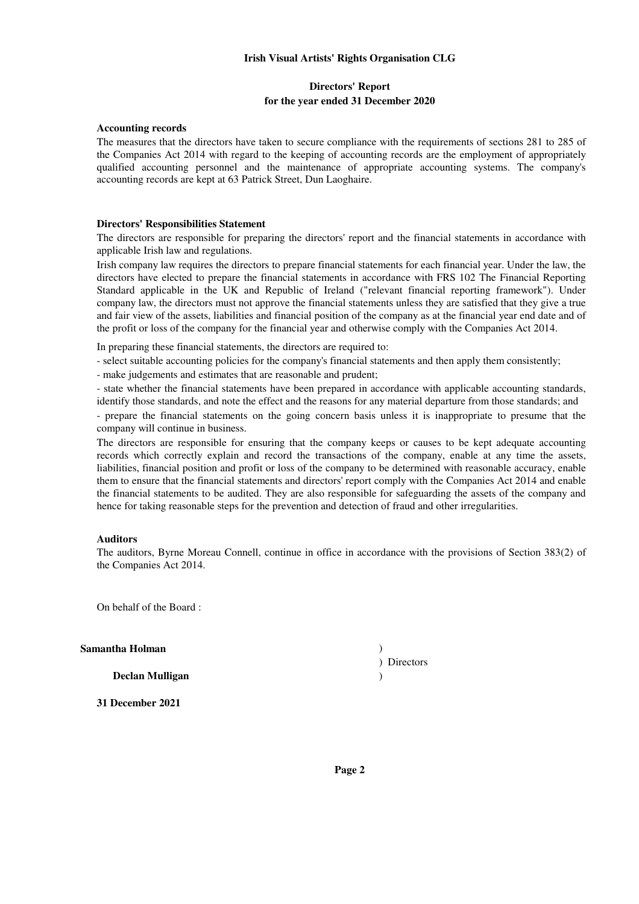**Irish Visual Artists' Rights Organisation CLG**

**Directors' Report**
**for the year ended 31 December 2020**

**Accounting records**

The measures that the directors have taken to secure compliance with the requirements of sections 281 to 285 of the Companies Act 2014 with regard to the keeping of accounting records are the employment of appropriately qualified accounting personnel and the maintenance of appropriate accounting systems. The company's accounting records are kept at 63 Patrick Street, Dun Laoghaire.

**Directors' Responsibilities Statement**

The directors are responsible for preparing the directors' report and the financial statements in accordance with applicable Irish law and regulations.

Irish company law requires the directors to prepare financial statements for each financial year. Under the law, the directors have elected to prepare the financial statements in accordance with FRS 102 The Financial Reporting Standard applicable in the UK and Republic of Ireland ("relevant financial reporting framework"). Under company law, the directors must not approve the financial statements unless they are satisfied that they give a true and fair view of the assets, liabilities and financial position of the company as at the financial year end date and of the profit or loss of the company for the financial year and otherwise comply with the Companies Act 2014.

In preparing these financial statements, the directors are required to:

- select suitable accounting policies for the company's financial statements and then apply them consistently;
- make judgements and estimates that are reasonable and prudent;
- state whether the financial statements have been prepared in accordance with applicable accounting standards, identify those standards, and note the effect and the reasons for any material departure from those standards; and
- prepare the financial statements on the going concern basis unless it is inappropriate to presume that the company will continue in business.

The directors are responsible for ensuring that the company keeps or causes to be kept adequate accounting records which correctly explain and record the transactions of the company, enable at any time the assets, liabilities, financial position and profit or loss of the company to be determined with reasonable accuracy, enable them to ensure that the financial statements and directors' report comply with the Companies Act 2014 and enable the financial statements to be audited. They are also responsible for safeguarding the assets of the company and hence for taking reasonable steps for the prevention and detection of fraud and other irregularities.

**Auditors**

The auditors, Byrne Moreau Connell, continue in office in accordance with the provisions of Section 383(2) of the Companies Act 2014.

On behalf of the Board :

**Samantha Holman** )
) Directors
**Declan Mulligan** )

**31 December 2021**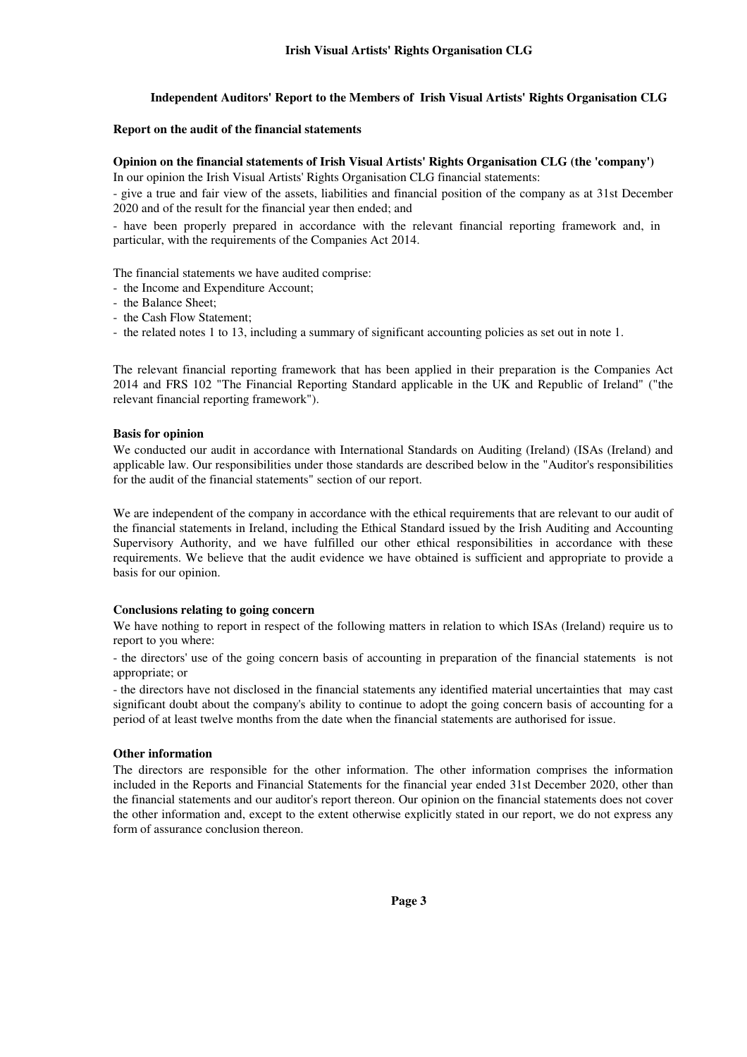## Independent Auditors' Report to the Members of Irish Visual Artists' Rights Organisation CLG

### Report on the audit of the financial statements

**Opinion on the financial statements of Irish Visual Artists' Rights Organisation CLG (the 'company')**

In our opinion the Irish Visual Artists' Rights Organisation CLG financial statements:

- give a true and fair view of the assets, liabilities and financial position of the company as at 31st December 2020 and of the result for the financial year then ended; and

- have been properly prepared in accordance with the relevant financial reporting framework and, in particular, with the requirements of the Companies Act 2014.

The financial statements we have audited comprise:

- the Income and Expenditure Account;
- the Balance Sheet;
- the Cash Flow Statement;
- the related notes 1 to 13, including a summary of significant accounting policies as set out in note 1.

The relevant financial reporting framework that has been applied in their preparation is the Companies Act 2014 and FRS 102 "The Financial Reporting Standard applicable in the UK and Republic of Ireland" ("the relevant financial reporting framework").

**Basis for opinion**

We conducted our audit in accordance with International Standards on Auditing (Ireland) (ISAs (Ireland) and applicable law. Our responsibilities under those standards are described below in the "Auditor's responsibilities for the audit of the financial statements" section of our report.

We are independent of the company in accordance with the ethical requirements that are relevant to our audit of the financial statements in Ireland, including the Ethical Standard issued by the Irish Auditing and Accounting Supervisory Authority, and we have fulfilled our other ethical responsibilities in accordance with these requirements. We believe that the audit evidence we have obtained is sufficient and appropriate to provide a basis for our opinion.

**Conclusions relating to going concern**

We have nothing to report in respect of the following matters in relation to which ISAs (Ireland) require us to report to you where:

- the directors' use of the going concern basis of accounting in preparation of the financial statements is not appropriate; or

- the directors have not disclosed in the financial statements any identified material uncertainties that may cast significant doubt about the company's ability to continue to adopt the going concern basis of accounting for a period of at least twelve months from the date when the financial statements are authorised for issue.

**Other information**

The directors are responsible for the other information. The other information comprises the information included in the Reports and Financial Statements for the financial year ended 31st December 2020, other than the financial statements and our auditor's report thereon. Our opinion on the financial statements does not cover the other information and, except to the extent otherwise explicitly stated in our report, we do not express any form of assurance conclusion thereon.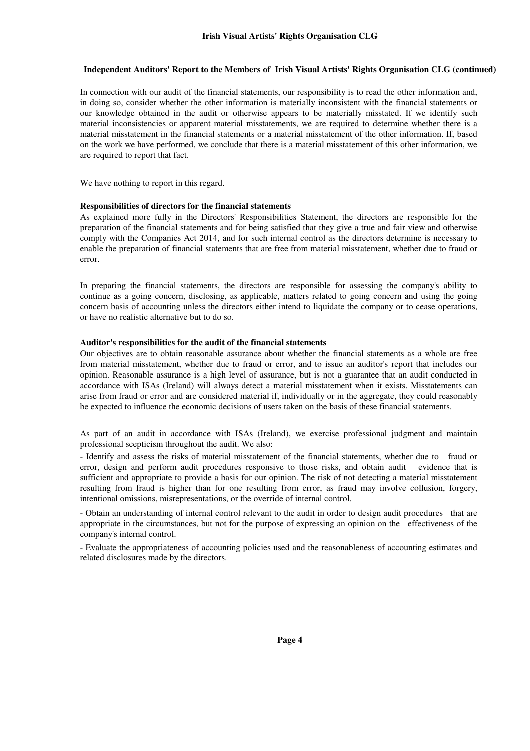## Independent Auditors' Report to the Members of Irish Visual Artists' Rights Organisation CLG (continued)

In connection with our audit of the financial statements, our responsibility is to read the other information and, in doing so, consider whether the other information is materially inconsistent with the financial statements or our knowledge obtained in the audit or otherwise appears to be materially misstated. If we identify such material inconsistencies or apparent material misstatements, we are required to determine whether there is a material misstatement in the financial statements or a material misstatement of the other information. If, based on the work we have performed, we conclude that there is a material misstatement of this other information, we are required to report that fact.

We have nothing to report in this regard.

**Responsibilities of directors for the financial statements**

As explained more fully in the Directors' Responsibilities Statement, the directors are responsible for the preparation of the financial statements and for being satisfied that they give a true and fair view and otherwise comply with the Companies Act 2014, and for such internal control as the directors determine is necessary to enable the preparation of financial statements that are free from material misstatement, whether due to fraud or error.

In preparing the financial statements, the directors are responsible for assessing the company's ability to continue as a going concern, disclosing, as applicable, matters related to going concern and using the going concern basis of accounting unless the directors either intend to liquidate the company or to cease operations, or have no realistic alternative but to do so.

**Auditor's responsibilities for the audit of the financial statements**

Our objectives are to obtain reasonable assurance about whether the financial statements as a whole are free from material misstatement, whether due to fraud or error, and to issue an auditor's report that includes our opinion. Reasonable assurance is a high level of assurance, but is not a guarantee that an audit conducted in accordance with ISAs (Ireland) will always detect a material misstatement when it exists. Misstatements can arise from fraud or error and are considered material if, individually or in the aggregate, they could reasonably be expected to influence the economic decisions of users taken on the basis of these financial statements.

As part of an audit in accordance with ISAs (Ireland), we exercise professional judgment and maintain professional scepticism throughout the audit. We also:

- Identify and assess the risks of material misstatement of the financial statements, whether due to fraud or error, design and perform audit procedures responsive to those risks, and obtain audit evidence that is sufficient and appropriate to provide a basis for our opinion. The risk of not detecting a material misstatement resulting from fraud is higher than for one resulting from error, as fraud may involve collusion, forgery, intentional omissions, misrepresentations, or the override of internal control.
- Obtain an understanding of internal control relevant to the audit in order to design audit procedures that are appropriate in the circumstances, but not for the purpose of expressing an opinion on the effectiveness of the company's internal control.
- Evaluate the appropriateness of accounting policies used and the reasonableness of accounting estimates and related disclosures made by the directors.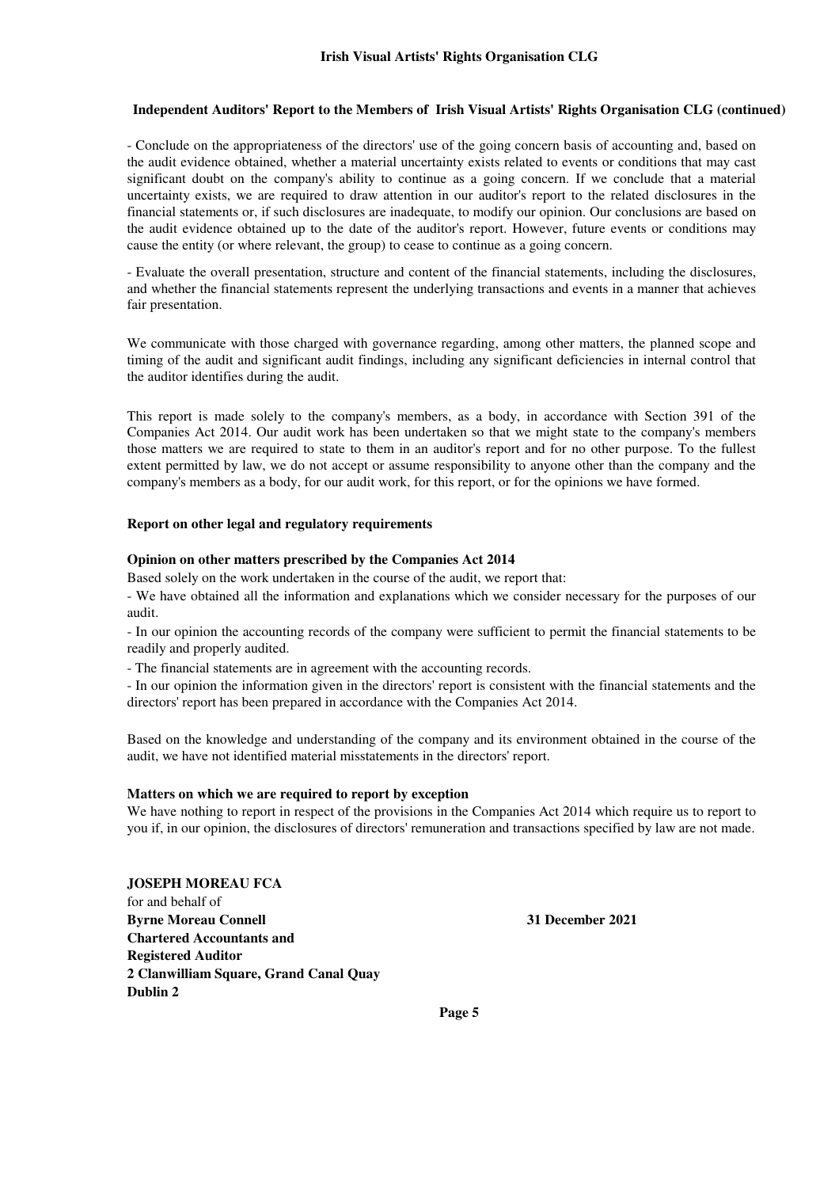## Independent Auditors' Report to the Members of Irish Visual Artists' Rights Organisation CLG (continued)

- Conclude on the appropriateness of the directors' use of the going concern basis of accounting and, based on the audit evidence obtained, whether a material uncertainty exists related to events or conditions that may cast significant doubt on the company's ability to continue as a going concern. If we conclude that a material uncertainty exists, we are required to draw attention in our auditor's report to the related disclosures in the financial statements or, if such disclosures are inadequate, to modify our opinion. Our conclusions are based on the audit evidence obtained up to the date of the auditor's report. However, future events or conditions may cause the entity (or where relevant, the group) to cease to continue as a going concern.

- Evaluate the overall presentation, structure and content of the financial statements, including the disclosures, and whether the financial statements represent the underlying transactions and events in a manner that achieves fair presentation.

We communicate with those charged with governance regarding, among other matters, the planned scope and timing of the audit and significant audit findings, including any significant deficiencies in internal control that the auditor identifies during the audit.

This report is made solely to the company's members, as a body, in accordance with Section 391 of the Companies Act 2014. Our audit work has been undertaken so that we might state to the company's members those matters we are required to state to them in an auditor's report and for no other purpose. To the fullest extent permitted by law, we do not accept or assume responsibility to anyone other than the company and the company's members as a body, for our audit work, for this report, or for the opinions we have formed.

### Report on other legal and regulatory requirements

#### Opinion on other matters prescribed by the Companies Act 2014

Based solely on the work undertaken in the course of the audit, we report that:

- We have obtained all the information and explanations which we consider necessary for the purposes of our audit.
- In our opinion the accounting records of the company were sufficient to permit the financial statements to be readily and properly audited.
- The financial statements are in agreement with the accounting records.
- In our opinion the information given in the directors' report is consistent with the financial statements and the directors' report has been prepared in accordance with the Companies Act 2014.

Based on the knowledge and understanding of the company and its environment obtained in the course of the audit, we have not identified material misstatements in the directors' report.

#### Matters on which we are required to report by exception

We have nothing to report in respect of the provisions in the Companies Act 2014 which require us to report to you if, in our opinion, the disclosures of directors' remuneration and transactions specified by law are not made.

**JOSEPH MOREAU FCA**
for and behalf of
**Byrne Moreau Connell**
**Chartered Accountants and**
**Registered Auditor**
**2 Clanwilliam Square, Grand Canal Quay**
**Dublin 2**

**31 December 2021**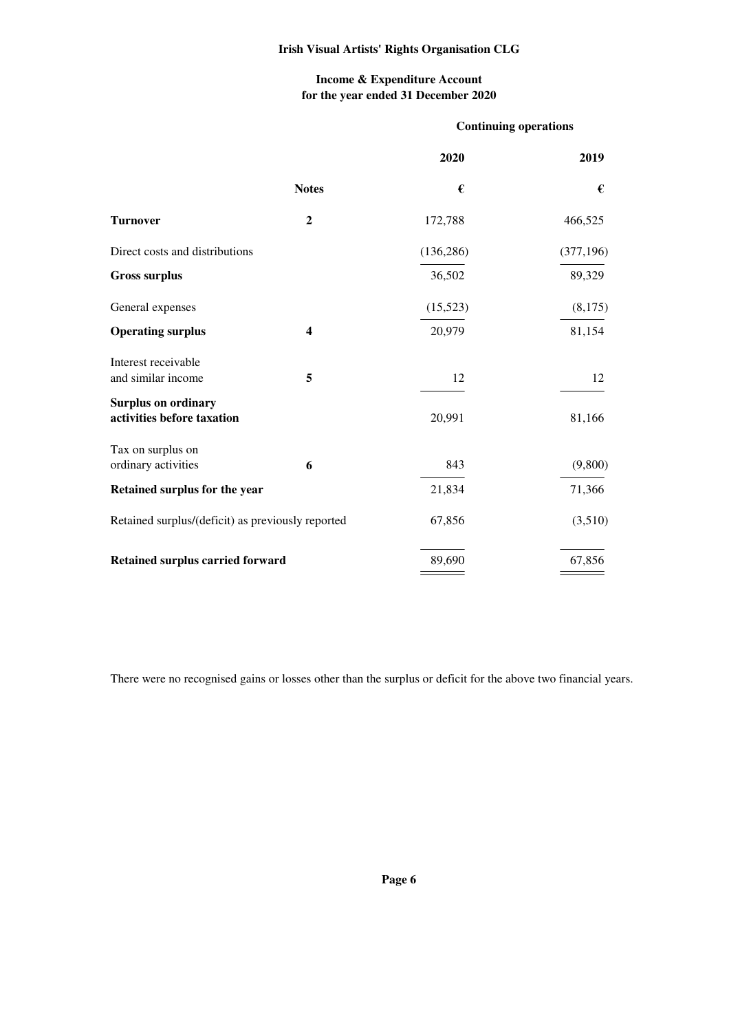**Irish Visual Artists' Rights Organisation CLG**

**Income & Expenditure Account**
**for the year ended 31 December 2020**

| | | **Continuing operations** | |
|---|---|---|---|
| | | **2020** | **2019** |
| | **Notes** | **€** | **€** |
| **Turnover** | **2** | 172,788 | 466,525 |
| Direct costs and distributions | | (136,286) | (377,196) |
| **Gross surplus** | | 36,502 | 89,329 |
| General expenses | | (15,523) | (8,175) |
| **Operating surplus** | **4** | 20,979 | 81,154 |
| Interest receivable and similar income | **5** | 12 | 12 |
| **Surplus on ordinary activities before taxation** | | 20,991 | 81,166 |
| Tax on surplus on ordinary activities | **6** | 843 | (9,800) |
| **Retained surplus for the year** | | 21,834 | 71,366 |
| Retained surplus/(deficit) as previously reported | | 67,856 | (3,510) |
| **Retained surplus carried forward** | | 89,690 | 67,856 |

There were no recognised gains or losses other than the surplus or deficit for the above two financial years.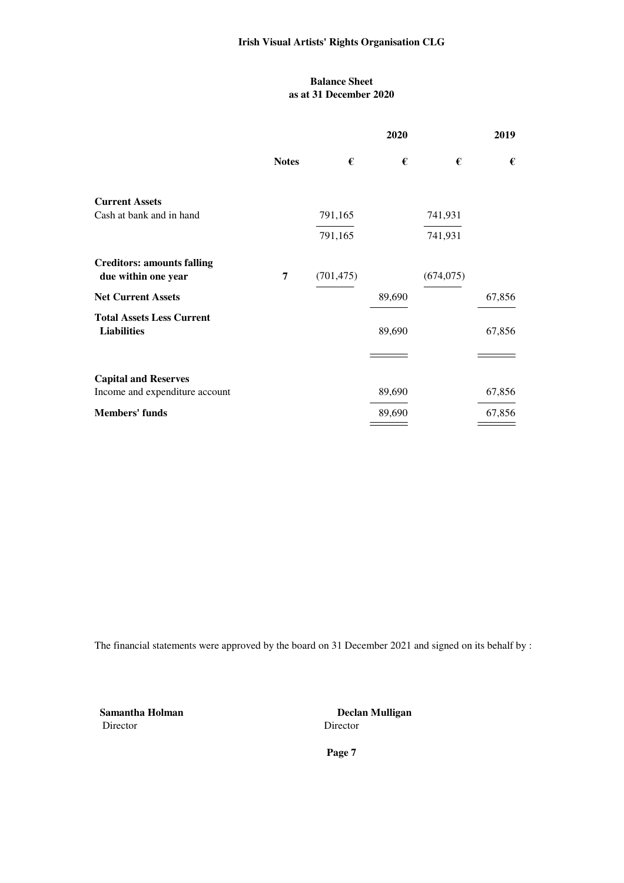# Irish Visual Artists' Rights Organisation CLG

## Balance Sheet
### as at 31 December 2020

| | Notes | 2020 € | 2020 € | 2019 € | 2019 € |
|---|---|---|---|---|---|
| **Current Assets** | | | | | |
| Cash at bank and in hand | | 791,165 | | 741,931 | |
| | | 791,165 | | 741,931 | |
| **Creditors: amounts falling due within one year** | **7** | (701,475) | | (674,075) | |
| **Net Current Assets** | | | 89,690 | | 67,856 |
| **Total Assets Less Current Liabilities** | | | 89,690 | | 67,856 |
| **Capital and Reserves** | | | | | |
| Income and expenditure account | | | 89,690 | | 67,856 |
| **Members' funds** | | | 89,690 | | 67,856 |

The financial statements were approved by the board on 31 December 2021 and signed on its behalf by :

**Samantha Holman**
Director

**Declan Mulligan**
Director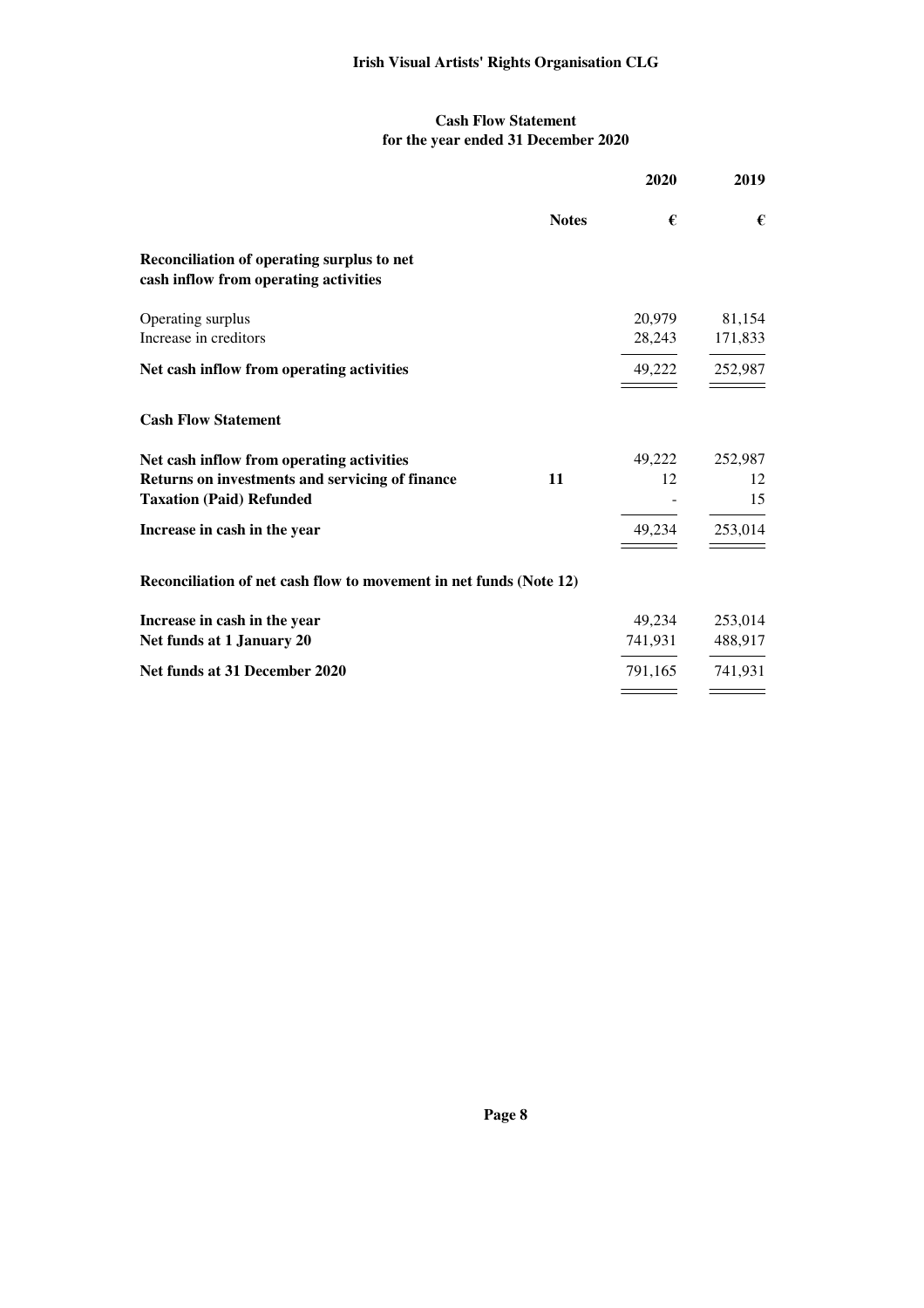# Irish Visual Artists' Rights Organisation CLG

## Cash Flow Statement
## for the year ended 31 December 2020

| | Notes | 2020 € | 2019 € |
|---|---|---|---|
| **Reconciliation of operating surplus to net cash inflow from operating activities** | | | |
| Operating surplus | | 20,979 | 81,154 |
| Increase in creditors | | 28,243 | 171,833 |
| **Net cash inflow from operating activities** | | 49,222 | 252,987 |
| **Cash Flow Statement** | | | |
| **Net cash inflow from operating activities** | | 49,222 | 252,987 |
| **Returns on investments and servicing of finance** | **11** | 12 | 12 |
| **Taxation (Paid) Refunded** | | - | 15 |
| **Increase in cash in the year** | | 49,234 | 253,014 |
| **Reconciliation of net cash flow to movement in net funds (Note 12)** | | | |
| **Increase in cash in the year** | | 49,234 | 253,014 |
| **Net funds at 1 January 20** | | 741,931 | 488,917 |
| **Net funds at 31 December 2020** | | 791,165 | 741,931 |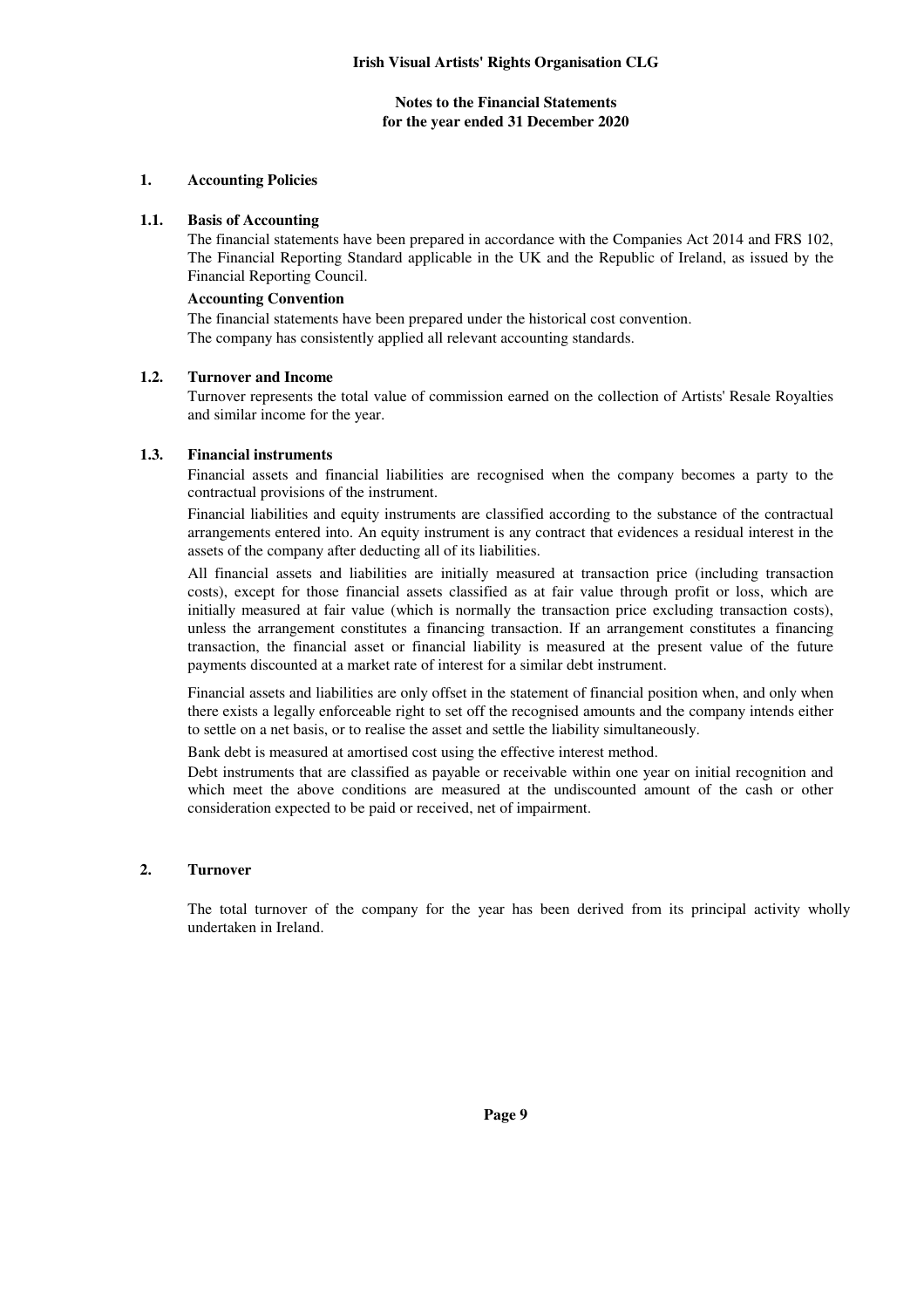# Irish Visual Artists' Rights Organisation CLG

## Notes to the Financial Statements for the year ended 31 December 2020

### 1. Accounting Policies

#### 1.1. Basis of Accounting

The financial statements have been prepared in accordance with the Companies Act 2014 and FRS 102, The Financial Reporting Standard applicable in the UK and the Republic of Ireland, as issued by the Financial Reporting Council.

**Accounting Convention**

The financial statements have been prepared under the historical cost convention.
The company has consistently applied all relevant accounting standards.

#### 1.2. Turnover and Income

Turnover represents the total value of commission earned on the collection of Artists' Resale Royalties and similar income for the year.

#### 1.3. Financial instruments

Financial assets and financial liabilities are recognised when the company becomes a party to the contractual provisions of the instrument.

Financial liabilities and equity instruments are classified according to the substance of the contractual arrangements entered into. An equity instrument is any contract that evidences a residual interest in the assets of the company after deducting all of its liabilities.

All financial assets and liabilities are initially measured at transaction price (including transaction costs), except for those financial assets classified as at fair value through profit or loss, which are initially measured at fair value (which is normally the transaction price excluding transaction costs), unless the arrangement constitutes a financing transaction. If an arrangement constitutes a financing transaction, the financial asset or financial liability is measured at the present value of the future payments discounted at a market rate of interest for a similar debt instrument.

Financial assets and liabilities are only offset in the statement of financial position when, and only when there exists a legally enforceable right to set off the recognised amounts and the company intends either to settle on a net basis, or to realise the asset and settle the liability simultaneously.

Bank debt is measured at amortised cost using the effective interest method.

Debt instruments that are classified as payable or receivable within one year on initial recognition and which meet the above conditions are measured at the undiscounted amount of the cash or other consideration expected to be paid or received, net of impairment.

### 2. Turnover

The total turnover of the company for the year has been derived from its principal activity wholly undertaken in Ireland.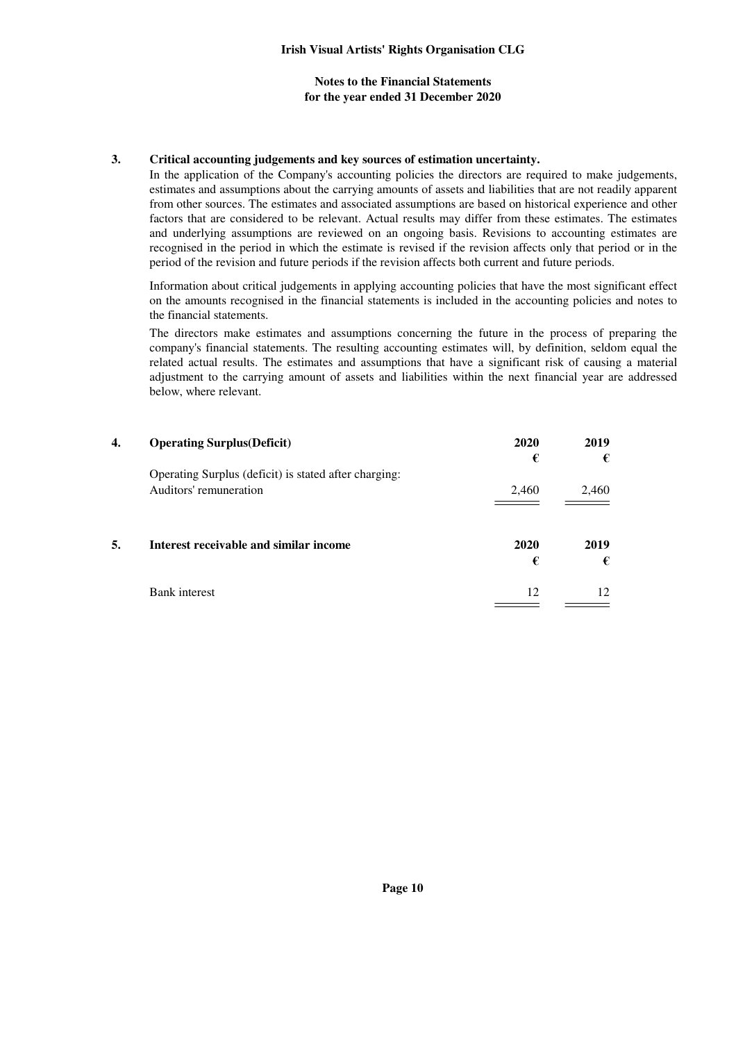### 3. Critical accounting judgements and key sources of estimation uncertainty.

In the application of the Company's accounting policies the directors are required to make judgements, estimates and assumptions about the carrying amounts of assets and liabilities that are not readily apparent from other sources. The estimates and associated assumptions are based on historical experience and other factors that are considered to be relevant. Actual results may differ from these estimates. The estimates and underlying assumptions are reviewed on an ongoing basis. Revisions to accounting estimates are recognised in the period in which the estimate is revised if the revision affects only that period or in the period of the revision and future periods if the revision affects both current and future periods.

Information about critical judgements in applying accounting policies that have the most significant effect on the amounts recognised in the financial statements is included in the accounting policies and notes to the financial statements.

The directors make estimates and assumptions concerning the future in the process of preparing the company's financial statements. The resulting accounting estimates will, by definition, seldom equal the related actual results. The estimates and assumptions that have a significant risk of causing a material adjustment to the carrying amount of assets and liabilities within the next financial year are addressed below, where relevant.

### 4. Operating Surplus(Deficit)

| | 2020 | 2019 |
|---|---|---|
| | € | € |
| Operating Surplus (deficit) is stated after charging: | | |
| Auditors' remuneration | 2,460 | 2,460 |

### 5. Interest receivable and similar income

| | 2020 | 2019 |
|---|---|---|
| | € | € |
| Bank interest | 12 | 12 |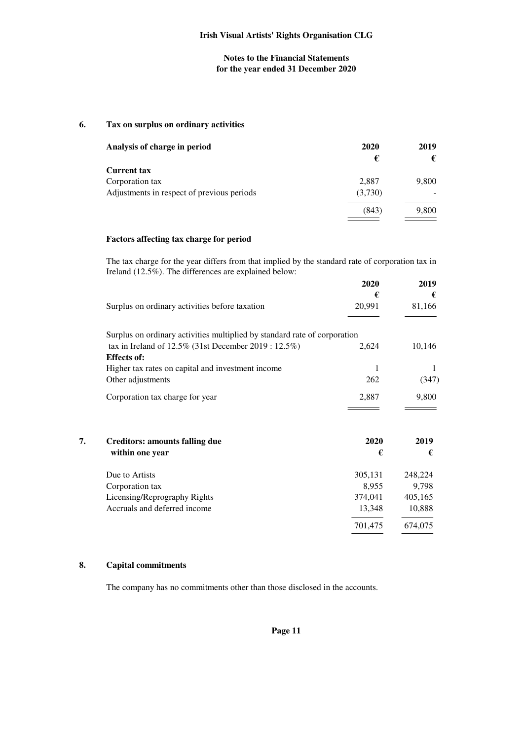## 6. Tax on surplus on ordinary activities

| Analysis of charge in period | 2020 | 2019 |
|---|---|---|
| | € | € |
| **Current tax** | | |
| Corporation tax | 2,887 | 9,800 |
| Adjustments in respect of previous periods | (3,730) | - |
| | (843) | 9,800 |

### Factors affecting tax charge for period

The tax charge for the year differs from that implied by the standard rate of corporation tax in Ireland (12.5%). The differences are explained below:

| | 2020 | 2019 |
|---|---|---|
| | € | € |
| Surplus on ordinary activities before taxation | 20,991 | 81,166 |
| Surplus on ordinary activities multiplied by standard rate of corporation tax in Ireland of 12.5% (31st December 2019 : 12.5%) | 2,624 | 10,146 |
| **Effects of:** | | |
| Higher tax rates on capital and investment income | 1 | 1 |
| Other adjustments | 262 | (347) |
| Corporation tax charge for year | 2,887 | 9,800 |

## 7. Creditors: amounts falling due within one year

| | 2020 | 2019 |
|---|---|---|
| | € | € |
| Due to Artists | 305,131 | 248,224 |
| Corporation tax | 8,955 | 9,798 |
| Licensing/Reprography Rights | 374,041 | 405,165 |
| Accruals and deferred income | 13,348 | 10,888 |
| | 701,475 | 674,075 |

## 8. Capital commitments

The company has no commitments other than those disclosed in the accounts.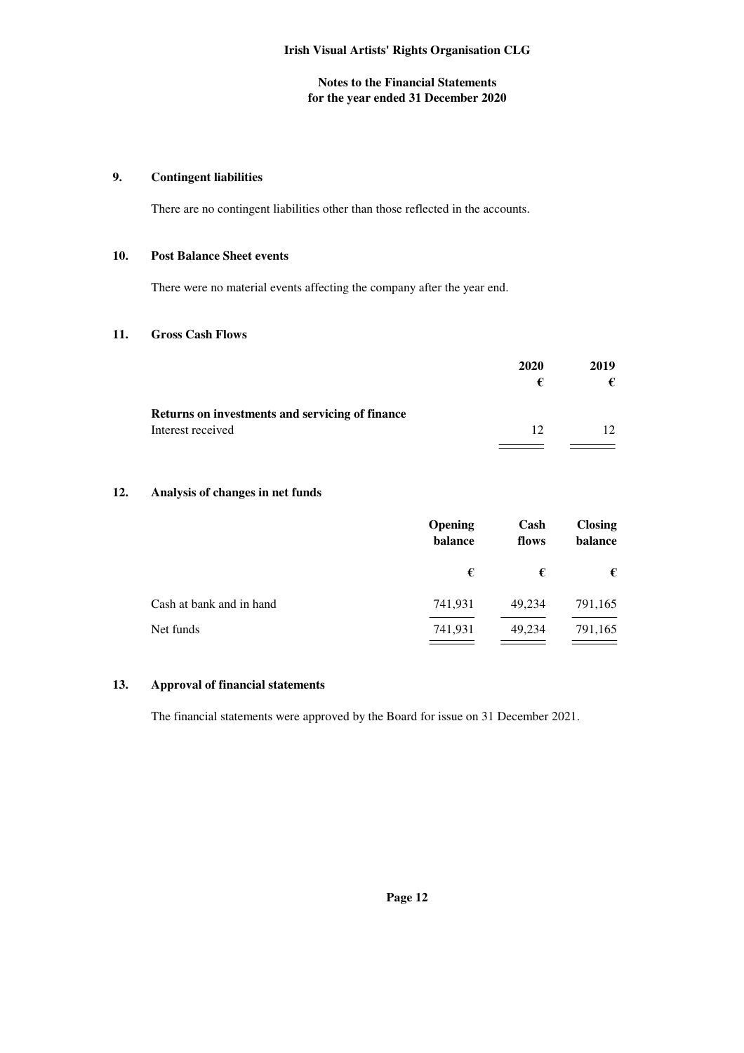## 9. Contingent liabilities

There are no contingent liabilities other than those reflected in the accounts.

## 10. Post Balance Sheet events

There were no material events affecting the company after the year end.

## 11. Gross Cash Flows

| | 2020 | 2019 |
|---|---|---|
| | € | € |
| **Returns on investments and servicing of finance** | | |
| Interest received | 12 | 12 |

## 12. Analysis of changes in net funds

| | Opening balance | Cash flows | Closing balance |
|---|---|---|---|
| | € | € | € |
| Cash at bank and in hand | 741,931 | 49,234 | 791,165 |
| Net funds | 741,931 | 49,234 | 791,165 |

## 13. Approval of financial statements

The financial statements were approved by the Board for issue on 31 December 2021.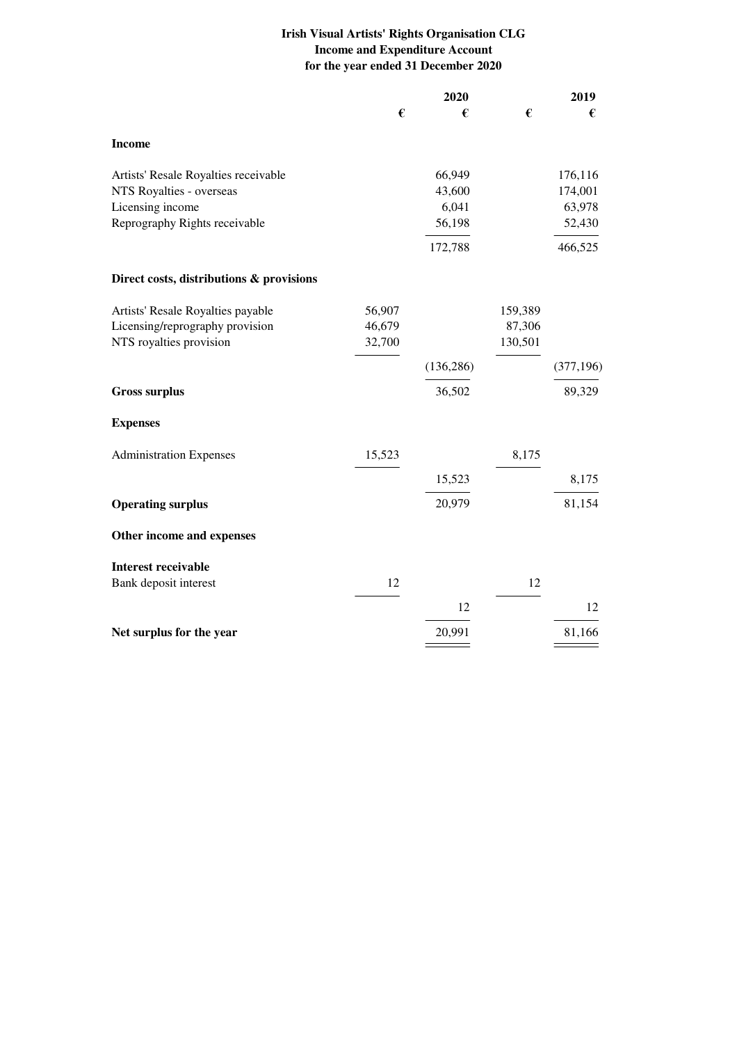**Irish Visual Artists' Rights Organisation CLG**
**Income and Expenditure Account**
**for the year ended 31 December 2020**

| | 2020 | 2020 | 2019 | 2019 |
|---|---|---|---|---|
| | € | € | € | € |
| **Income** | | | | |
| Artists' Resale Royalties receivable | | 66,949 | | 176,116 |
| NTS Royalties - overseas | | 43,600 | | 174,001 |
| Licensing income | | 6,041 | | 63,978 |
| Reprography Rights receivable | | 56,198 | | 52,430 |
| | | 172,788 | | 466,525 |
| **Direct costs, distributions & provisions** | | | | |
| Artists' Resale Royalties payable | 56,907 | | 159,389 | |
| Licensing/reprography provision | 46,679 | | 87,306 | |
| NTS royalties provision | 32,700 | | 130,501 | |
| | | (136,286) | | (377,196) |
| **Gross surplus** | | 36,502 | | 89,329 |
| **Expenses** | | | | |
| Administration Expenses | 15,523 | | 8,175 | |
| | | 15,523 | | 8,175 |
| **Operating surplus** | | 20,979 | | 81,154 |
| **Other income and expenses** | | | | |
| **Interest receivable** | | | | |
| Bank deposit interest | 12 | | 12 | |
| | | 12 | | 12 |
| **Net surplus for the year** | | 20,991 | | 81,166 |